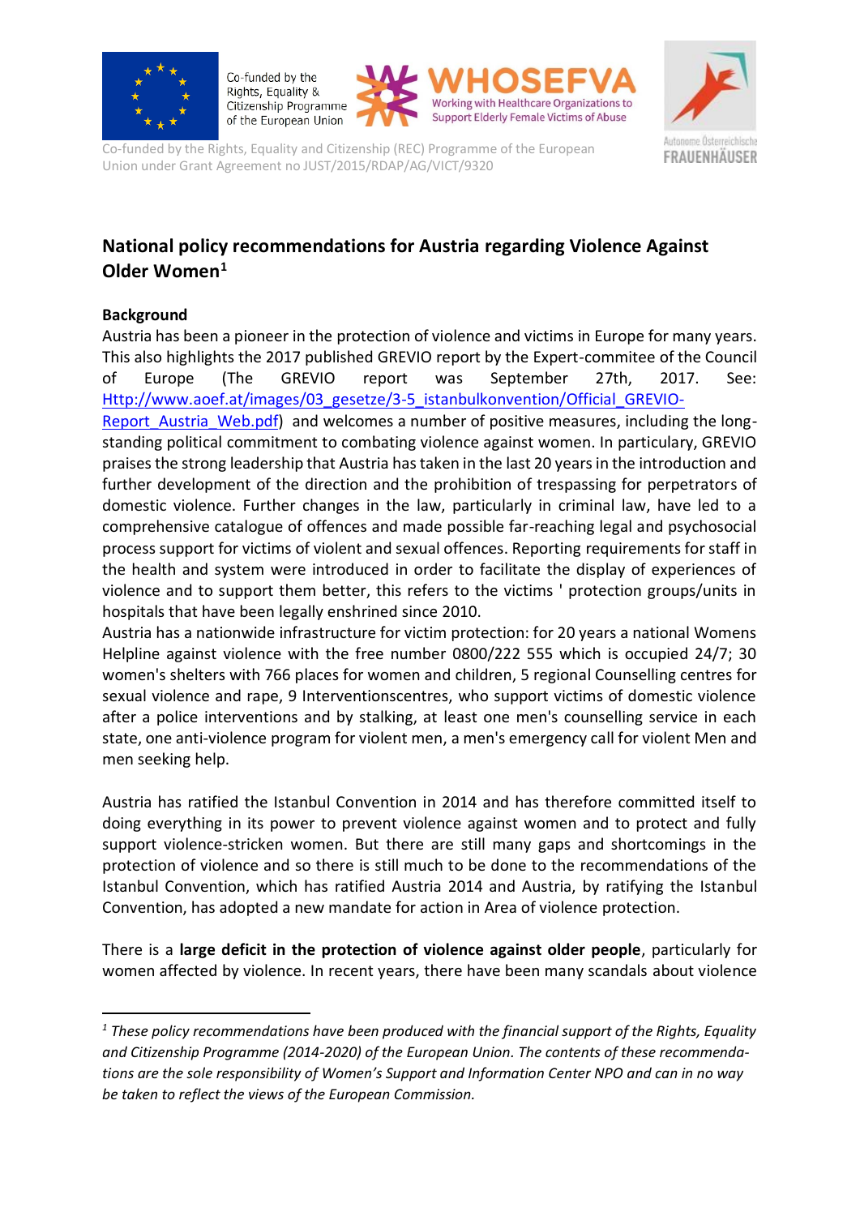Co-funded by the Rights, Equality & Citizenship Programme of the European Union

WHOSEFVA Working with Healthcare Organizations to Support Elderly Female Victims of Abuse

Autonome Österreichische FRAUENHÄUSER

Co-funded by the Rights, Equality and Citizenship (REC) Programme of the European Union under Grant Agreement no JUST/2015/RDAP/AG/VICT/9320

# National policy recommendations for Austria regarding Violence Against Older Women[1]

## Background

Austria has been a pioneer in the protection of violence and victims in Europe for many years. This also highlights the 2017 published GREVIO report by the Expert-commitee of the Council of Europe (The GREVIO report was September 27th, 2017. See: Http://www.aoef.at/images/03_gesetze/3-5_istanbulkonvention/Official_GREVIO-Report_Austria_Web.pdf) and welcomes a number of positive measures, including the long-standing political commitment to combating violence against women. In particular, GREVIO praises the strong leadership that Austria has taken in the last 20 years in the introduction and further development of the direction and the prohibition of trespassing for perpetrators of domestic violence. Further changes in the law, particularly in criminal law, have led to a comprehensive catalogue of offences and made possible far-reaching legal and psychosocial process support for victims of violent and sexual offences. Reporting requirements for staff in the health and system were introduced in order to facilitate the display of experiences of violence and to support them better, this refers to the victims ' protection groups/units in hospitals that have been legally enshrined since 2010.

Austria has a nationwide infrastructure for victim protection: for 20 years a national Womens Helpline against violence with the free number 0800/222 555 which is occupied 24/7; 30 women's shelters with 766 places for women and children, 5 regional Counselling centres for sexual violence and rape, 9 Interventionscentres, who support victims of domestic violence after a police interventions and by stalking, at least one men's counselling service in each state, one anti-violence program for violent men, a men's emergency call for violent Men and men seeking help.

Austria has ratified the Istanbul Convention in 2014 and has therefore committed itself to doing everything in its power to prevent violence against women and to protect and fully support violence-stricken women. But there are still many gaps and shortcomings in the protection of violence and so there is still much to be done to the recommendations of the Istanbul Convention, which has ratified Austria 2014 and Austria, by ratifying the Istanbul Convention, has adopted a new mandate for action in Area of violence protection.

There is a **large deficit in the protection of violence against older people**, particularly for women affected by violence. In recent years, there have been many scandals about violence

---

[1] *These policy recommendations have been produced with the financial support of the Rights, Equality and Citizenship Programme (2014-2020) of the European Union. The contents of these recommendations are the sole responsibility of Women's Support and Information Center NPO and can in no way be taken to reflect the views of the European Commission.*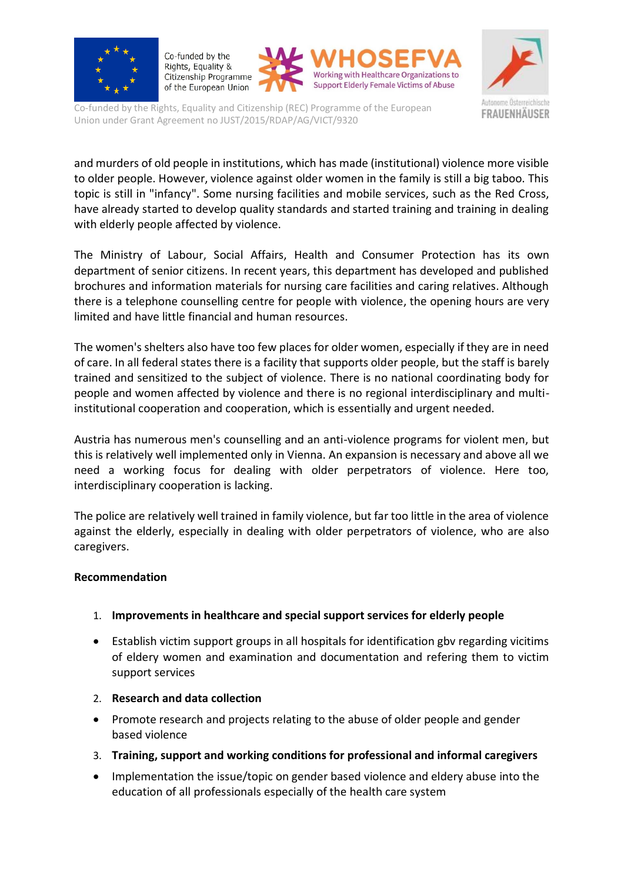and murders of old people in institutions, which has made (institutional) violence more visible to older people. However, violence against older women in the family is still a big taboo. This topic is still in "infancy". Some nursing facilities and mobile services, such as the Red Cross, have already started to develop quality standards and started training and training in dealing with elderly people affected by violence.

The Ministry of Labour, Social Affairs, Health and Consumer Protection has its own department of senior citizens. In recent years, this department has developed and published brochures and information materials for nursing care facilities and caring relatives. Although there is a telephone counselling centre for people with violence, the opening hours are very limited and have little financial and human resources.

The women's shelters also have too few places for older women, especially if they are in need of care. In all federal states there is a facility that supports older people, but the staff is barely trained and sensitized to the subject of violence. There is no national coordinating body for people and women affected by violence and there is no regional interdisciplinary and multi-institutional cooperation and cooperation, which is essentially and urgent needed.

Austria has numerous men's counselling and an anti-violence programs for violent men, but this is relatively well implemented only in Vienna. An expansion is necessary and above all we need a working focus for dealing with older perpetrators of violence. Here too, interdisciplinary cooperation is lacking.

The police are relatively well trained in family violence, but far too little in the area of violence against the elderly, especially in dealing with older perpetrators of violence, who are also caregivers.

**Recommendation**

1. **Improvements in healthcare and special support services for elderly people**

- Establish victim support groups in all hospitals for identification gbv regarding vicitims of eldery women and examination and documentation and refering them to victim support services

2. **Research and data collection**

- Promote research and projects relating to the abuse of older people and gender based violence

3. **Training, support and working conditions for professional and informal caregivers**

- Implementation the issue/topic on gender based violence and eldery abuse into the education of all professionals especially of the health care system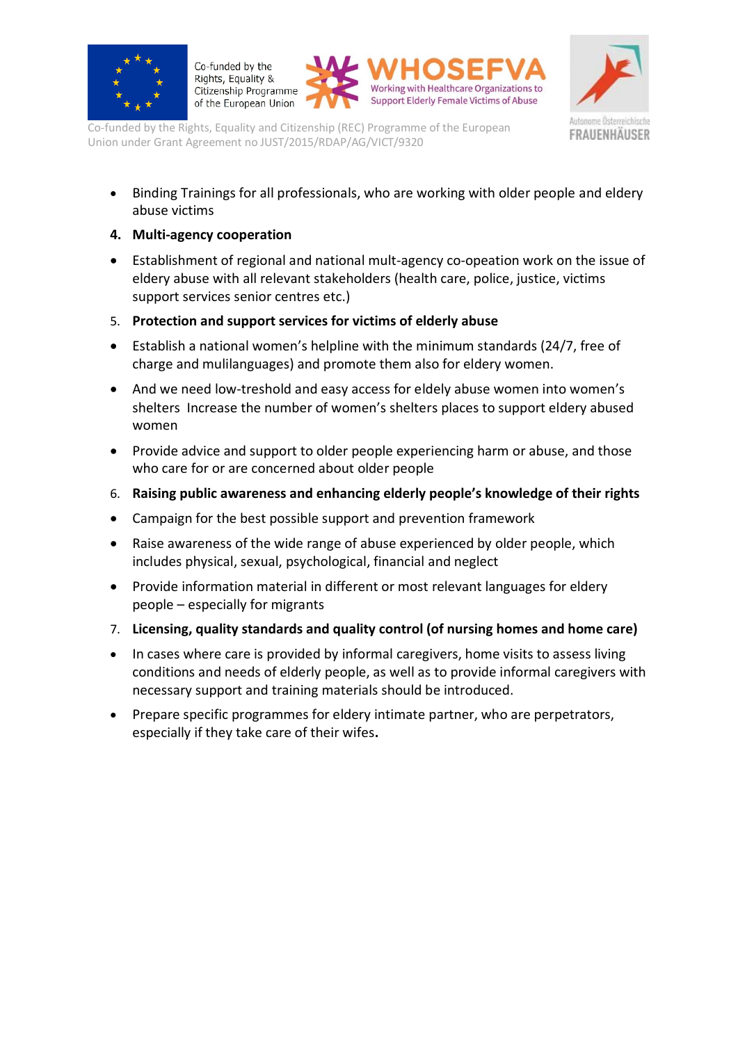- Binding Trainings for all professionals, who are working with older people and eldery abuse victims

4. **Multi-agency cooperation**

- Establishment of regional and national mult-agency co-opeation work on the issue of eldery abuse with all relevant stakeholders (health care, police, justice, victims support services senior centres etc.)

5. **Protection and support services for victims of elderly abuse**

- Establish a national women's helpline with the minimum standards (24/7, free of charge and mulilanguages) and promote them also for eldery women.
- And we need low-treshold and easy access for eldely abuse women into women's shelters Increase the number of women's shelters places to support eldery abused women
- Provide advice and support to older people experiencing harm or abuse, and those who care for or are concerned about older people

6. **Raising public awareness and enhancing elderly people's knowledge of their rights**

- Campaign for the best possible support and prevention framework
- Raise awareness of the wide range of abuse experienced by older people, which includes physical, sexual, psychological, financial and neglect
- Provide information material in different or most relevant languages for eldery people – especially for migrants

7. **Licensing, quality standards and quality control (of nursing homes and home care)**

- In cases where care is provided by informal caregivers, home visits to assess living conditions and needs of elderly people, as well as to provide informal caregivers with necessary support and training materials should be introduced.
- Prepare specific programmes for eldery intimate partner, who are perpetrators, especially if they take care of their wifes.